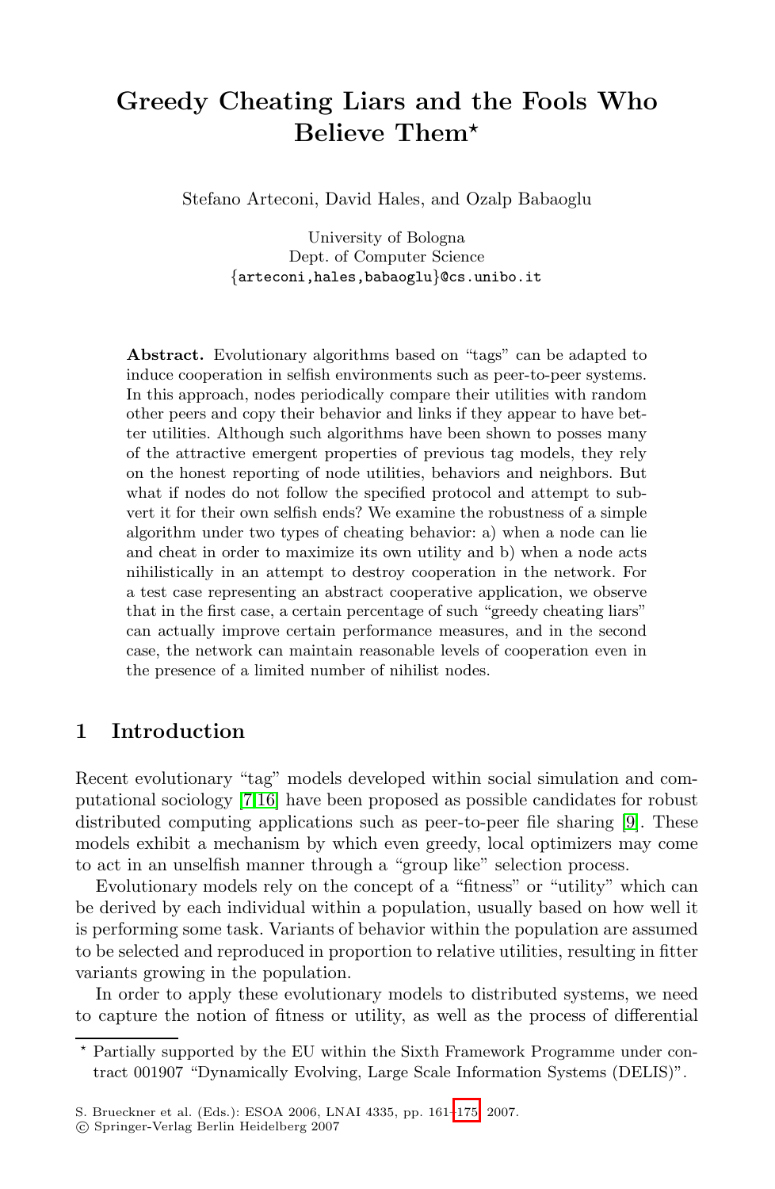# Greedy Cheating Liars and the Fools Who Believe Them*

Stefano Arteconi, David Hales, and Ozalp Babaoglu

University of Bologna
Dept. of Computer Science
{arteconi,hales,babaoglu}@cs.unibo.it

**Abstract.** Evolutionary algorithms based on "tags" can be adapted to induce cooperation in selfish environments such as peer-to-peer systems. In this approach, nodes periodically compare their utilities with random other peers and copy their behavior and links if they appear to have better utilities. Although such algorithms have been shown to posses many of the attractive emergent properties of previous tag models, they rely on the honest reporting of node utilities, behaviors and neighbors. But what if nodes do not follow the specified protocol and attempt to subvert it for their own selfish ends? We examine the robustness of a simple algorithm under two types of cheating behavior: a) when a node can lie and cheat in order to maximize its own utility and b) when a node acts nihilistically in an attempt to destroy cooperation in the network. For a test case representing an abstract cooperative application, we observe that in the first case, a certain percentage of such "greedy cheating liars" can actually improve certain performance measures, and in the second case, the network can maintain reasonable levels of cooperation even in the presence of a limited number of nihilist nodes.

## 1 Introduction

Recent evolutionary "tag" models developed within social simulation and computational sociology [7,16] have been proposed as possible candidates for robust distributed computing applications such as peer-to-peer file sharing [9]. These models exhibit a mechanism by which even greedy, local optimizers may come to act in an unselfish manner through a "group like" selection process.

Evolutionary models rely on the concept of a "fitness" or "utility" which can be derived by each individual within a population, usually based on how well it is performing some task. Variants of behavior within the population are assumed to be selected and reproduced in proportion to relative utilities, resulting in fitter variants growing in the population.

In order to apply these evolutionary models to distributed systems, we need to capture the notion of fitness or utility, as well as the process of differential

* Partially supported by the EU within the Sixth Framework Programme under contract 001907 "Dynamically Evolving, Large Scale Information Systems (DELIS)".

S. Brueckner et al. (Eds.): ESOA 2006, LNAI 4335, pp. 161–175, 2007.
© Springer-Verlag Berlin Heidelberg 2007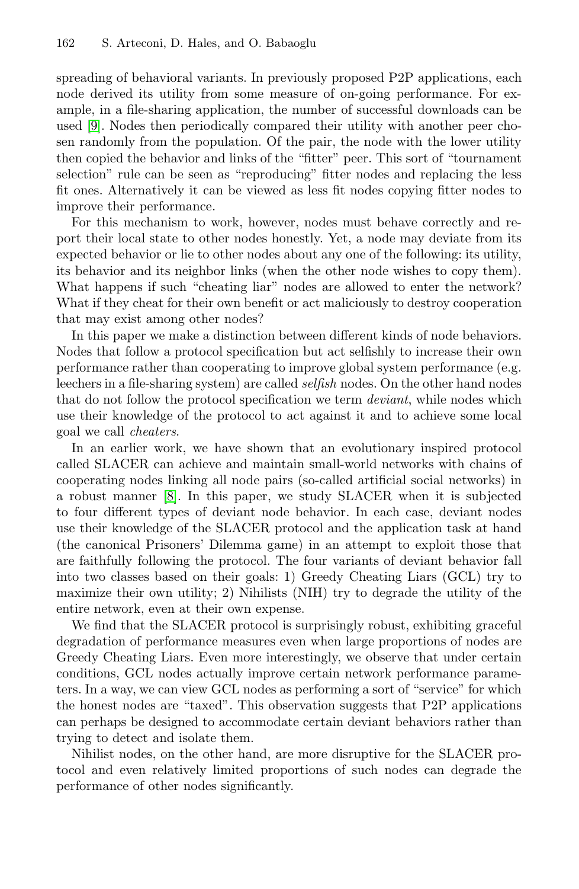spreading of behavioral variants. In previously proposed P2P applications, each node derived its utility from some measure of on-going performance. For example, in a file-sharing application, the number of successful downloads can be used [9]. Nodes then periodically compared their utility with another peer chosen randomly from the population. Of the pair, the node with the lower utility then copied the behavior and links of the "fitter" peer. This sort of "tournament selection" rule can be seen as "reproducing" fitter nodes and replacing the less fit ones. Alternatively it can be viewed as less fit nodes copying fitter nodes to improve their performance.

For this mechanism to work, however, nodes must behave correctly and report their local state to other nodes honestly. Yet, a node may deviate from its expected behavior or lie to other nodes about any one of the following: its utility, its behavior and its neighbor links (when the other node wishes to copy them). What happens if such "cheating liar" nodes are allowed to enter the network? What if they cheat for their own benefit or act maliciously to destroy cooperation that may exist among other nodes?

In this paper we make a distinction between different kinds of node behaviors. Nodes that follow a protocol specification but act selfishly to increase their own performance rather than cooperating to improve global system performance (e.g. leechers in a file-sharing system) are called *selfish* nodes. On the other hand nodes that do not follow the protocol specification we term *deviant*, while nodes which use their knowledge of the protocol to act against it and to achieve some local goal we call *cheaters*.

In an earlier work, we have shown that an evolutionary inspired protocol called SLACER can achieve and maintain small-world networks with chains of cooperating nodes linking all node pairs (so-called artificial social networks) in a robust manner [8]. In this paper, we study SLACER when it is subjected to four different types of deviant node behavior. In each case, deviant nodes use their knowledge of the SLACER protocol and the application task at hand (the canonical Prisoners' Dilemma game) in an attempt to exploit those that are faithfully following the protocol. The four variants of deviant behavior fall into two classes based on their goals: 1) Greedy Cheating Liars (GCL) try to maximize their own utility; 2) Nihilists (NIH) try to degrade the utility of the entire network, even at their own expense.

We find that the SLACER protocol is surprisingly robust, exhibiting graceful degradation of performance measures even when large proportions of nodes are Greedy Cheating Liars. Even more interestingly, we observe that under certain conditions, GCL nodes actually improve certain network performance parameters. In a way, we can view GCL nodes as performing a sort of "service" for which the honest nodes are "taxed". This observation suggests that P2P applications can perhaps be designed to accommodate certain deviant behaviors rather than trying to detect and isolate them.

Nihilist nodes, on the other hand, are more disruptive for the SLACER protocol and even relatively limited proportions of such nodes can degrade the performance of other nodes significantly.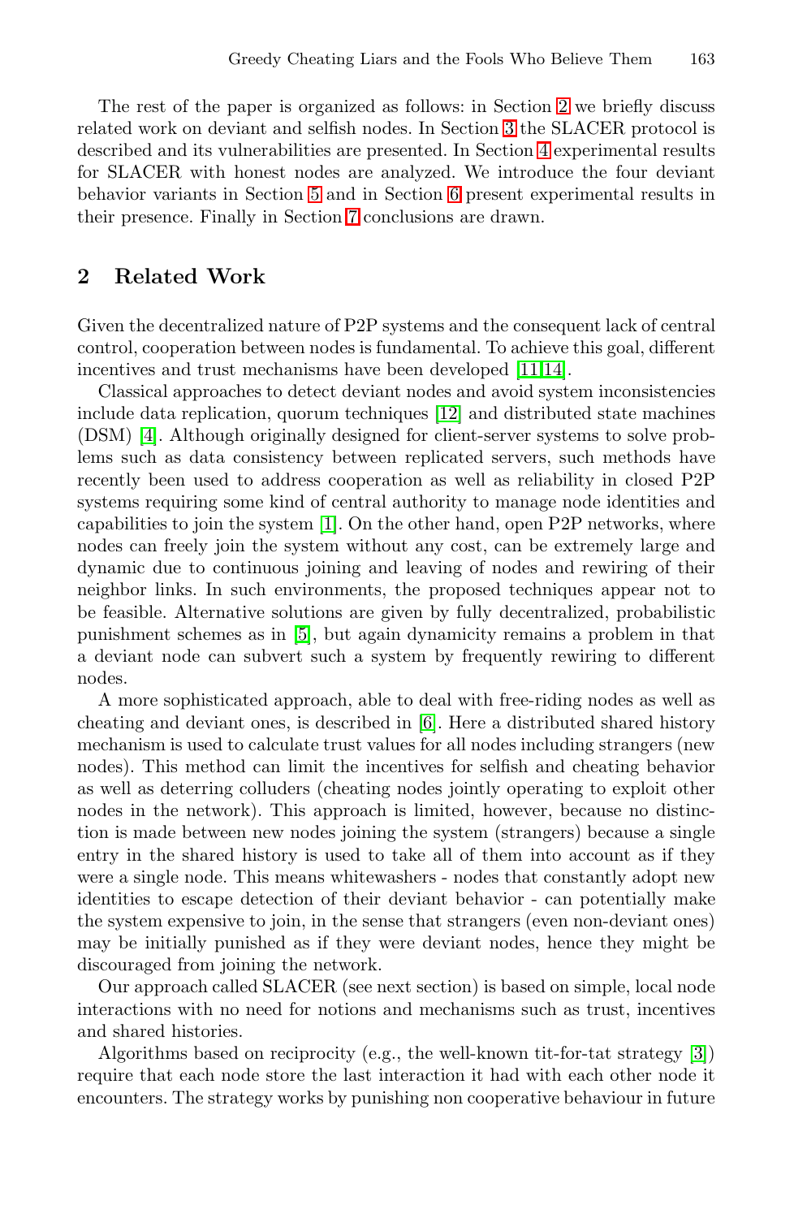The rest of the paper is organized as follows: in Section 2 we briefly discuss related work on deviant and selfish nodes. In Section 3 the SLACER protocol is described and its vulnerabilities are presented. In Section 4 experimental results for SLACER with honest nodes are analyzed. We introduce the four deviant behavior variants in Section 5 and in Section 6 present experimental results in their presence. Finally in Section 7 conclusions are drawn.

## 2 Related Work

Given the decentralized nature of P2P systems and the consequent lack of central control, cooperation between nodes is fundamental. To achieve this goal, different incentives and trust mechanisms have been developed [11,14].

Classical approaches to detect deviant nodes and avoid system inconsistencies include data replication, quorum techniques [12] and distributed state machines (DSM) [4]. Although originally designed for client-server systems to solve problems such as data consistency between replicated servers, such methods have recently been used to address cooperation as well as reliability in closed P2P systems requiring some kind of central authority to manage node identities and capabilities to join the system [1]. On the other hand, open P2P networks, where nodes can freely join the system without any cost, can be extremely large and dynamic due to continuous joining and leaving of nodes and rewiring of their neighbor links. In such environments, the proposed techniques appear not to be feasible. Alternative solutions are given by fully decentralized, probabilistic punishment schemes as in [5], but again dynamicity remains a problem in that a deviant node can subvert such a system by frequently rewiring to different nodes.

A more sophisticated approach, able to deal with free-riding nodes as well as cheating and deviant ones, is described in [6]. Here a distributed shared history mechanism is used to calculate trust values for all nodes including strangers (new nodes). This method can limit the incentives for selfish and cheating behavior as well as deterring colluders (cheating nodes jointly operating to exploit other nodes in the network). This approach is limited, however, because no distinction is made between new nodes joining the system (strangers) because a single entry in the shared history is used to take all of them into account as if they were a single node. This means whitewashers - nodes that constantly adopt new identities to escape detection of their deviant behavior - can potentially make the system expensive to join, in the sense that strangers (even non-deviant ones) may be initially punished as if they were deviant nodes, hence they might be discouraged from joining the network.

Our approach called SLACER (see next section) is based on simple, local node interactions with no need for notions and mechanisms such as trust, incentives and shared histories.

Algorithms based on reciprocity (e.g., the well-known tit-for-tat strategy [3]) require that each node store the last interaction it had with each other node it encounters. The strategy works by punishing non cooperative behaviour in future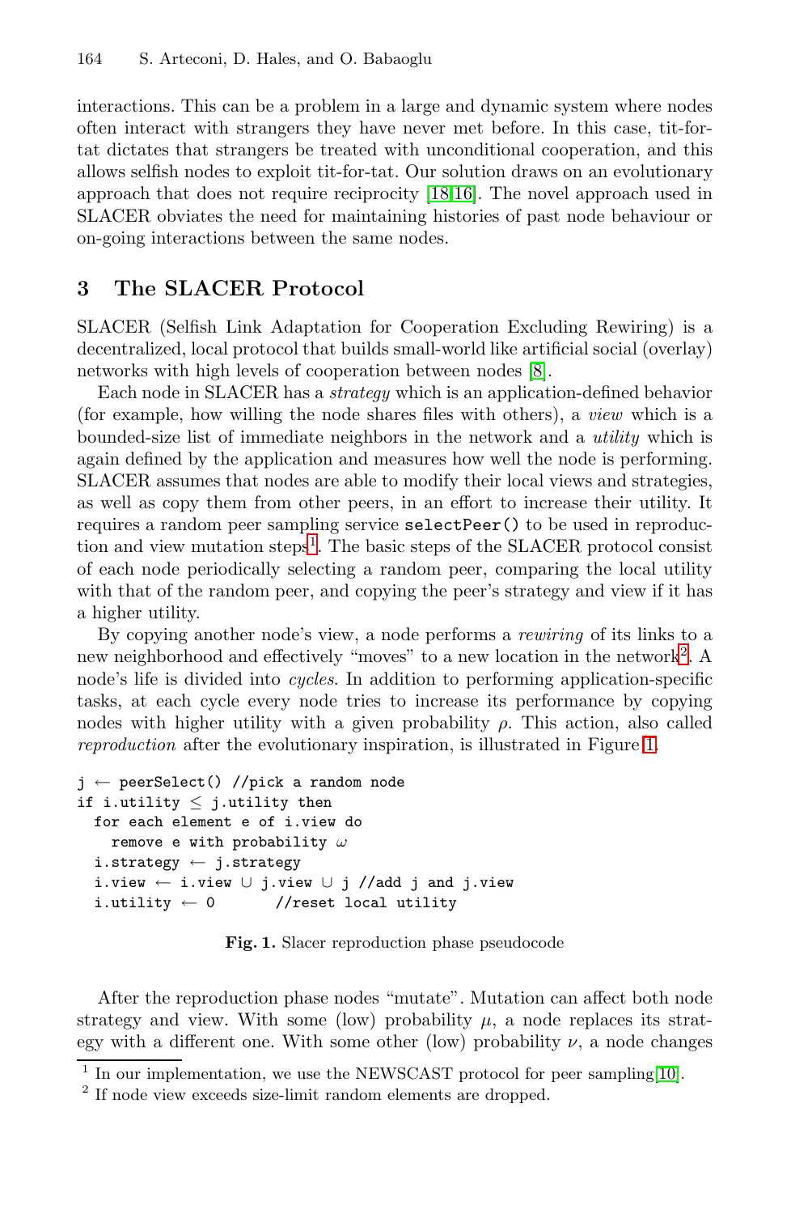interactions. This can be a problem in a large and dynamic system where nodes often interact with strangers they have never met before. In this case, tit-for-tat dictates that strangers be treated with unconditional cooperation, and this allows selfish nodes to exploit tit-for-tat. Our solution draws on an evolutionary approach that does not require reciprocity [18,16]. The novel approach used in SLACER obviates the need for maintaining histories of past node behaviour or on-going interactions between the same nodes.

## 3 The SLACER Protocol

SLACER (Selfish Link Adaptation for Cooperation Excluding Rewiring) is a decentralized, local protocol that builds small-world like artificial social (overlay) networks with high levels of cooperation between nodes [8].

Each node in SLACER has a *strategy* which is an application-defined behavior (for example, how willing the node shares files with others), a *view* which is a bounded-size list of immediate neighbors in the network and a *utility* which is again defined by the application and measures how well the node is performing. SLACER assumes that nodes are able to modify their local views and strategies, as well as copy them from other peers, in an effort to increase their utility. It requires a random peer sampling service `selectPeer()` to be used in reproduction and view mutation steps[1]. The basic steps of the SLACER protocol consist of each node periodically selecting a random peer, comparing the local utility with that of the random peer, and copying the peer's strategy and view if it has a higher utility.

By copying another node's view, a node performs a *rewiring* of its links to a new neighborhood and effectively "moves" to a new location in the network[2]. A node's life is divided into *cycles*. In addition to performing application-specific tasks, at each cycle every node tries to increase its performance by copying nodes with higher utility with a given probability $\rho$. This action, also called *reproduction* after the evolutionary inspiration, is illustrated in Figure 1.

```
j ← peerSelect() //pick a random node
if i.utility ≤ j.utility then
  for each element e of i.view do
    remove e with probability ω
  i.strategy ← j.strategy
  i.view ← i.view ∪ j.view ∪ j //add j and j.view
  i.utility ← 0       //reset local utility
```

**Fig. 1.** Slacer reproduction phase pseudocode

After the reproduction phase nodes "mutate". Mutation can affect both node strategy and view. With some (low) probability $\mu$, a node replaces its strategy with a different one. With some other (low) probability $\nu$, a node changes

---

[1] In our implementation, we use the NEWSCAST protocol for peer sampling [10].

[2] If node view exceeds size-limit random elements are dropped.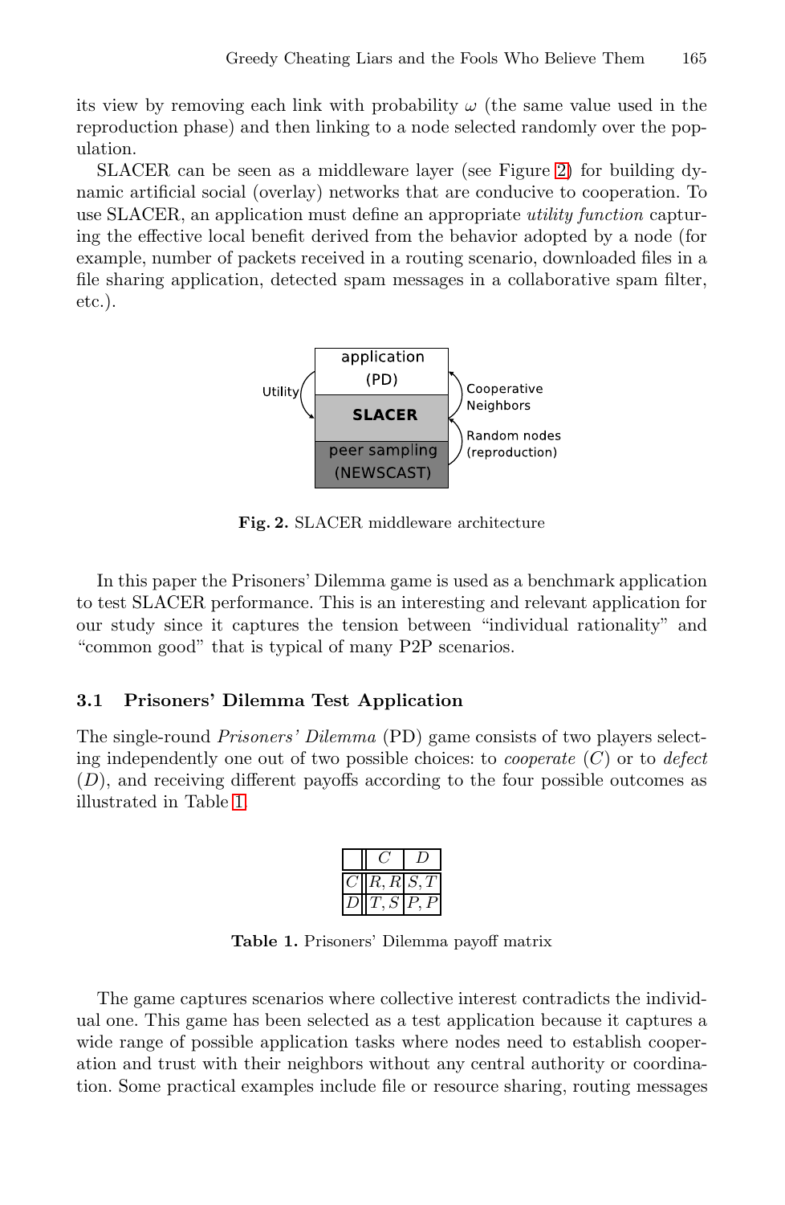its view by removing each link with probability $\omega$ (the same value used in the reproduction phase) and then linking to a node selected randomly over the population.

SLACER can be seen as a middleware layer (see Figure 2) for building dynamic artificial social (overlay) networks that are conducive to cooperation. To use SLACER, an application must define an appropriate *utility function* capturing the effective local benefit derived from the behavior adopted by a node (for example, number of packets received in a routing scenario, downloaded files in a file sharing application, detected spam messages in a collaborative spam filter, etc.).

**Fig. 2.** SLACER middleware architecture

In this paper the Prisoners' Dilemma game is used as a benchmark application to test SLACER performance. This is an interesting and relevant application for our study since it captures the tension between "individual rationality" and "common good" that is typical of many P2P scenarios.

### 3.1 Prisoners' Dilemma Test Application

The single-round *Prisoners' Dilemma* (PD) game consists of two players selecting independently one out of two possible choices: to *cooperate* ($C$) or to *defect* ($D$), and receiving different payoffs according to the four possible outcomes as illustrated in Table 1.

| | $C$ | $D$ |
|---|---|---|
| $C$ | $R, R$ | $S, T$ |
| $D$ | $T, S$ | $P, P$ |

**Table 1.** Prisoners' Dilemma payoff matrix

The game captures scenarios where collective interest contradicts the individual one. This game has been selected as a test application because it captures a wide range of possible application tasks where nodes need to establish cooperation and trust with their neighbors without any central authority or coordination. Some practical examples include file or resource sharing, routing messages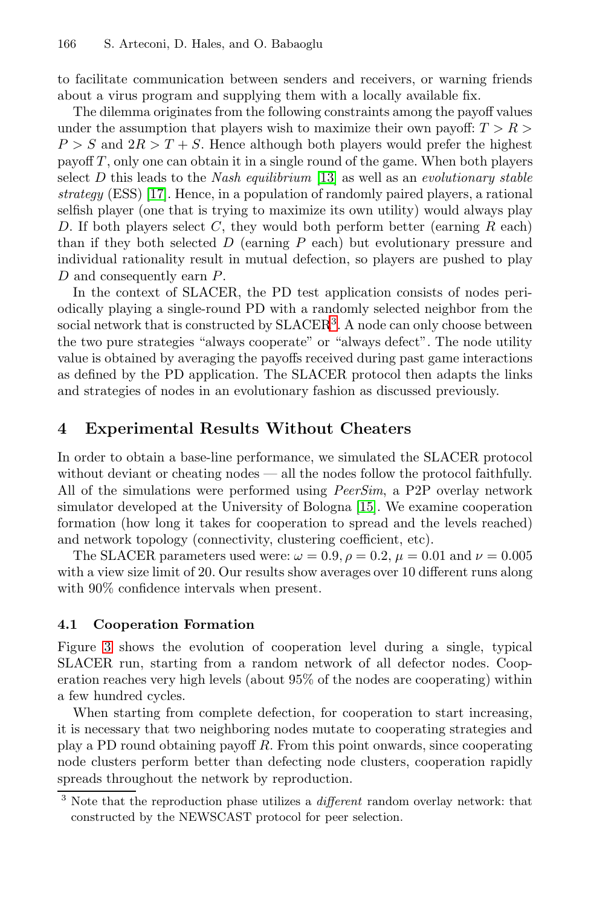to facilitate communication between senders and receivers, or warning friends about a virus program and supplying them with a locally available fix.

The dilemma originates from the following constraints among the payoff values under the assumption that players wish to maximize their own payoff: $T > R > P > S$ and $2R > T + S$. Hence although both players would prefer the highest payoff $T$, only one can obtain it in a single round of the game. When both players select $D$ this leads to the *Nash equilibrium* [13] as well as an *evolutionary stable strategy* (ESS) [17]. Hence, in a population of randomly paired players, a rational selfish player (one that is trying to maximize its own utility) would always play $D$. If both players select $C$, they would both perform better (earning $R$ each) than if they both selected $D$ (earning $P$ each) but evolutionary pressure and individual rationality result in mutual defection, so players are pushed to play $D$ and consequently earn $P$.

In the context of SLACER, the PD test application consists of nodes periodically playing a single-round PD with a randomly selected neighbor from the social network that is constructed by SLACER[3]. A node can only choose between the two pure strategies "always cooperate" or "always defect". The node utility value is obtained by averaging the payoffs received during past game interactions as defined by the PD application. The SLACER protocol then adapts the links and strategies of nodes in an evolutionary fashion as discussed previously.

## 4 Experimental Results Without Cheaters

In order to obtain a base-line performance, we simulated the SLACER protocol without deviant or cheating nodes — all the nodes follow the protocol faithfully. All of the simulations were performed using *PeerSim*, a P2P overlay network simulator developed at the University of Bologna [15]. We examine cooperation formation (how long it takes for cooperation to spread and the levels reached) and network topology (connectivity, clustering coefficient, etc).

The SLACER parameters used were: $\omega = 0.9, \rho = 0.2$, $\mu = 0.01$ and $\nu = 0.005$ with a view size limit of 20. Our results show averages over 10 different runs along with 90% confidence intervals when present.

### 4.1 Cooperation Formation

Figure 3 shows the evolution of cooperation level during a single, typical SLACER run, starting from a random network of all defector nodes. Cooperation reaches very high levels (about 95% of the nodes are cooperating) within a few hundred cycles.

When starting from complete defection, for cooperation to start increasing, it is necessary that two neighboring nodes mutate to cooperating strategies and play a PD round obtaining payoff $R$. From this point onwards, since cooperating node clusters perform better than defecting node clusters, cooperation rapidly spreads throughout the network by reproduction.

[3] Note that the reproduction phase utilizes a *different* random overlay network: that constructed by the NEWSCAST protocol for peer selection.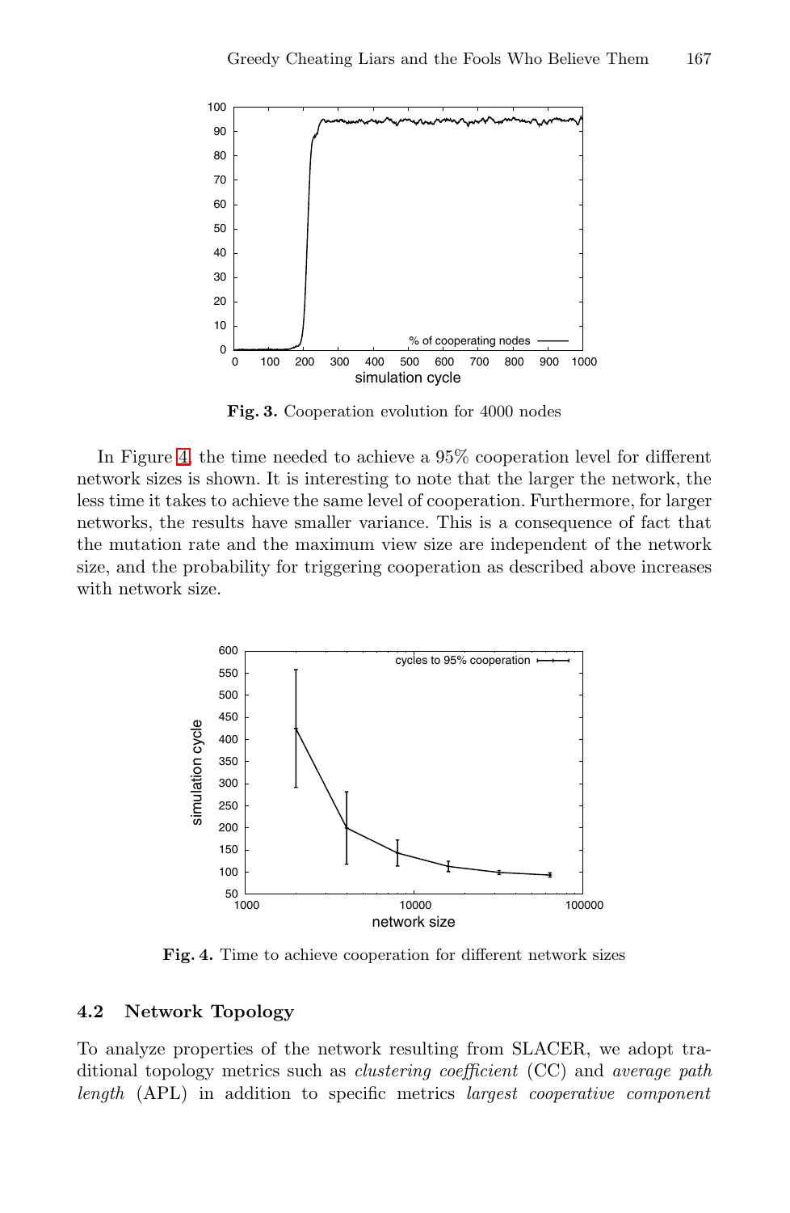**Fig. 3.** Cooperation evolution for 4000 nodes

In Figure 4, the time needed to achieve a 95% cooperation level for different network sizes is shown. It is interesting to note that the larger the network, the less time it takes to achieve the same level of cooperation. Furthermore, for larger networks, the results have smaller variance. This is a consequence of fact that the mutation rate and the maximum view size are independent of the network size, and the probability for triggering cooperation as described above increases with network size.

**Fig. 4.** Time to achieve cooperation for different network sizes

### 4.2 Network Topology

To analyze properties of the network resulting from SLACER, we adopt traditional topology metrics such as *clustering coefficient* (CC) and *average path length* (APL) in addition to specific metrics *largest cooperative component*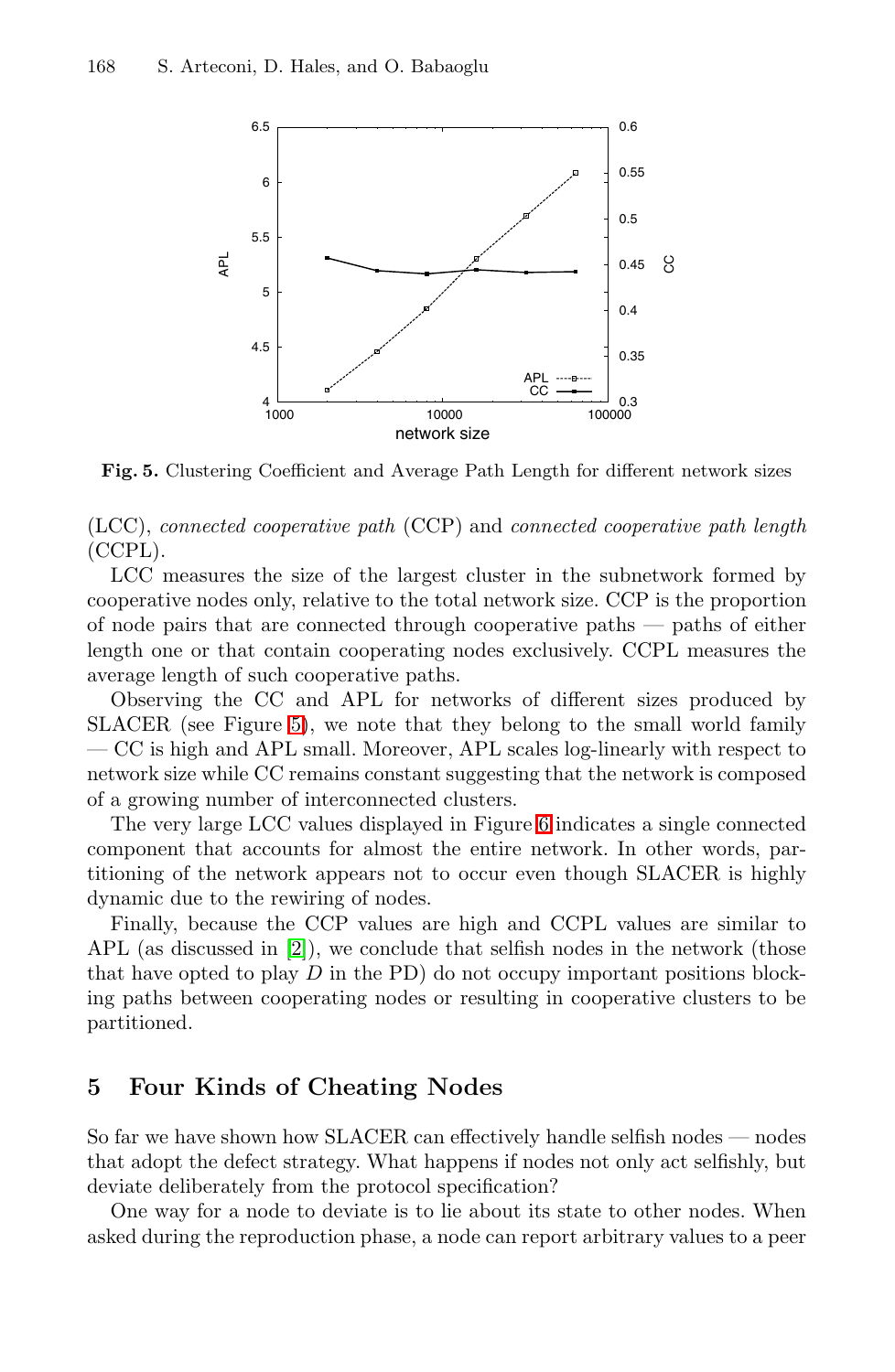6.5
6
5.5
5
4.5
4
APL
0.6
0.55
0.5
0.45
0.4
0.35
0.3
CC
1000
10000
100000
network size
APL
CC

**Fig. 5.** Clustering Coefficient and Average Path Length for different network sizes

(LCC), *connected cooperative path* (CCP) and *connected cooperative path length* (CCPL).

LCC measures the size of the largest cluster in the subnetwork formed by cooperative nodes only, relative to the total network size. CCP is the proportion of node pairs that are connected through cooperative paths — paths of either length one or that contain cooperating nodes exclusively. CCPL measures the average length of such cooperative paths.

Observing the CC and APL for networks of different sizes produced by SLACER (see Figure 5), we note that they belong to the small world family — CC is high and APL small. Moreover, APL scales log-linearly with respect to network size while CC remains constant suggesting that the network is composed of a growing number of interconnected clusters.

The very large LCC values displayed in Figure 6 indicates a single connected component that accounts for almost the entire network. In other words, partitioning of the network appears not to occur even though SLACER is highly dynamic due to the rewiring of nodes.

Finally, because the CCP values are high and CCPL values are similar to APL (as discussed in [2]), we conclude that selfish nodes in the network (those that have opted to play $D$ in the PD) do not occupy important positions blocking paths between cooperating nodes or resulting in cooperative clusters to be partitioned.

## 5 Four Kinds of Cheating Nodes

So far we have shown how SLACER can effectively handle selfish nodes — nodes that adopt the defect strategy. What happens if nodes not only act selfishly, but deviate deliberately from the protocol specification?

One way for a node to deviate is to lie about its state to other nodes. When asked during the reproduction phase, a node can report arbitrary values to a peer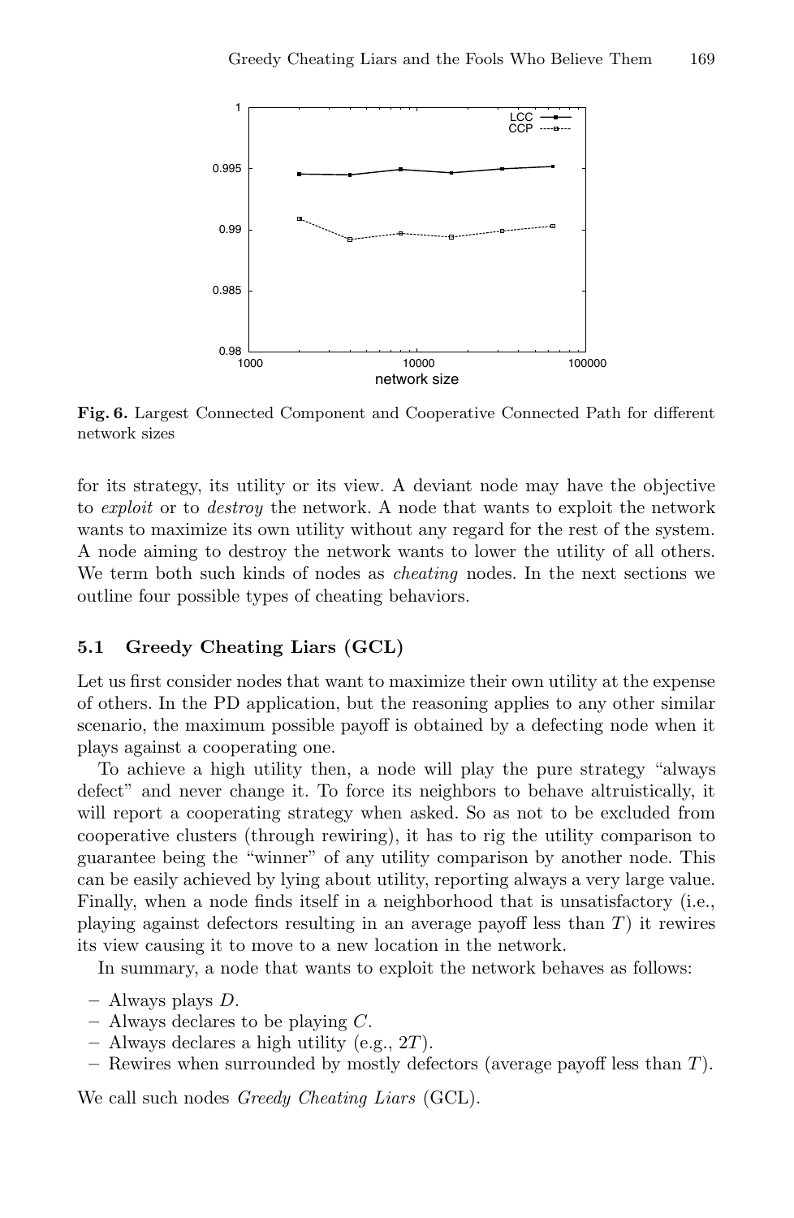1

0.995

0.99

0.985

0.98

1000

10000

100000

network size

LCC

CCP

**Fig. 6.** Largest Connected Component and Cooperative Connected Path for different network sizes

for its strategy, its utility or its view. A deviant node may have the objective to *exploit* or to *destroy* the network. A node that wants to exploit the network wants to maximize its own utility without any regard for the rest of the system. A node aiming to destroy the network wants to lower the utility of all others. We term both such kinds of nodes as *cheating* nodes. In the next sections we outline four possible types of cheating behaviors.

### 5.1 Greedy Cheating Liars (GCL)

Let us first consider nodes that want to maximize their own utility at the expense of others. In the PD application, but the reasoning applies to any other similar scenario, the maximum possible payoff is obtained by a defecting node when it plays against a cooperating one.

To achieve a high utility then, a node will play the pure strategy "always defect" and never change it. To force its neighbors to behave altruistically, it will report a cooperating strategy when asked. So as not to be excluded from cooperative clusters (through rewiring), it has to rig the utility comparison to guarantee being the "winner" of any utility comparison by another node. This can be easily achieved by lying about utility, reporting always a very large value. Finally, when a node finds itself in a neighborhood that is unsatisfactory (i.e., playing against defectors resulting in an average payoff less than $T$) it rewires its view causing it to move to a new location in the network.

In summary, a node that wants to exploit the network behaves as follows:

- Always plays $D$.
- Always declares to be playing $C$.
- Always declares a high utility (e.g., $2T$).
- Rewires when surrounded by mostly defectors (average payoff less than $T$).

We call such nodes *Greedy Cheating Liars* (GCL).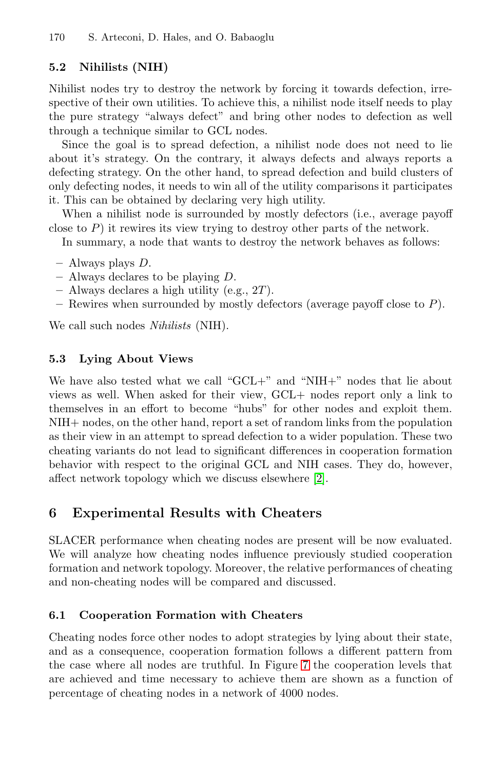### 5.2 Nihilists (NIH)

Nihilist nodes try to destroy the network by forcing it towards defection, irrespective of their own utilities. To achieve this, a nihilist node itself needs to play the pure strategy "always defect" and bring other nodes to defection as well through a technique similar to GCL nodes.

Since the goal is to spread defection, a nihilist node does not need to lie about it's strategy. On the contrary, it always defects and always reports a defecting strategy. On the other hand, to spread defection and build clusters of only defecting nodes, it needs to win all of the utility comparisons it participates it. This can be obtained by declaring very high utility.

When a nihilist node is surrounded by mostly defectors (i.e., average payoff close to $P$) it rewires its view trying to destroy other parts of the network.

In summary, a node that wants to destroy the network behaves as follows:

- Always plays $D$.
- Always declares to be playing $D$.
- Always declares a high utility (e.g., $2T$).
- Rewires when surrounded by mostly defectors (average payoff close to $P$).

We call such nodes *Nihilists* (NIH).

### 5.3 Lying About Views

We have also tested what we call "GCL+" and "NIH+" nodes that lie about views as well. When asked for their view, GCL+ nodes report only a link to themselves in an effort to become "hubs" for other nodes and exploit them. NIH+ nodes, on the other hand, report a set of random links from the population as their view in an attempt to spread defection to a wider population. These two cheating variants do not lead to significant differences in cooperation formation behavior with respect to the original GCL and NIH cases. They do, however, affect network topology which we discuss elsewhere [2].

## 6 Experimental Results with Cheaters

SLACER performance when cheating nodes are present will be now evaluated. We will analyze how cheating nodes influence previously studied cooperation formation and network topology. Moreover, the relative performances of cheating and non-cheating nodes will be compared and discussed.

### 6.1 Cooperation Formation with Cheaters

Cheating nodes force other nodes to adopt strategies by lying about their state, and as a consequence, cooperation formation follows a different pattern from the case where all nodes are truthful. In Figure 7 the cooperation levels that are achieved and time necessary to achieve them are shown as a function of percentage of cheating nodes in a network of 4000 nodes.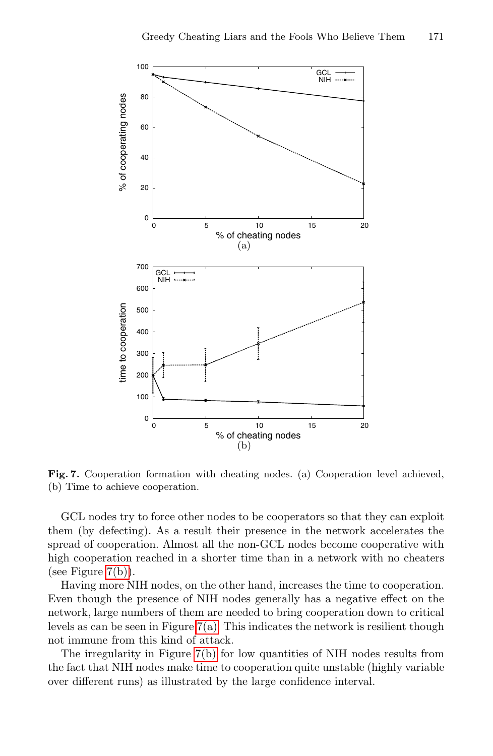**Fig. 7.** Cooperation formation with cheating nodes. (a) Cooperation level achieved, (b) Time to achieve cooperation.

GCL nodes try to force other nodes to be cooperators so that they can exploit them (by defecting). As a result their presence in the network accelerates the spread of cooperation. Almost all the non-GCL nodes become cooperative with high cooperation reached in a shorter time than in a network with no cheaters (see Figure 7(b)).

Having more NIH nodes, on the other hand, increases the time to cooperation. Even though the presence of NIH nodes generally has a negative effect on the network, large numbers of them are needed to bring cooperation down to critical levels as can be seen in Figure 7(a). This indicates the network is resilient though not immune from this kind of attack.

The irregularity in Figure 7(b) for low quantities of NIH nodes results from the fact that NIH nodes make time to cooperation quite unstable (highly variable over different runs) as illustrated by the large confidence interval.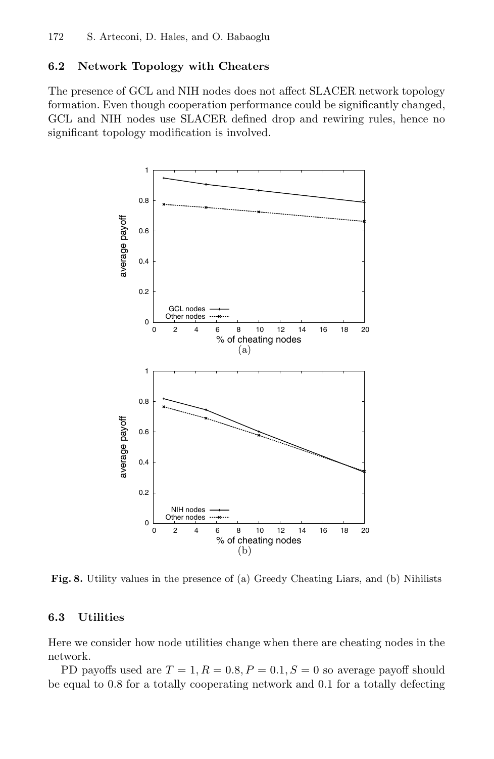### 6.2 Network Topology with Cheaters

The presence of GCL and NIH nodes does not affect SLACER network topology formation. Even though cooperation performance could be significantly changed, GCL and NIH nodes use SLACER defined drop and rewiring rules, hence no significant topology modification is involved.

**Fig. 8.** Utility values in the presence of (a) Greedy Cheating Liars, and (b) Nihilists

### 6.3 Utilities

Here we consider how node utilities change when there are cheating nodes in the network.

PD payoffs used are $T = 1, R = 0.8, P = 0.1, S = 0$ so average payoff should be equal to 0.8 for a totally cooperating network and 0.1 for a totally defecting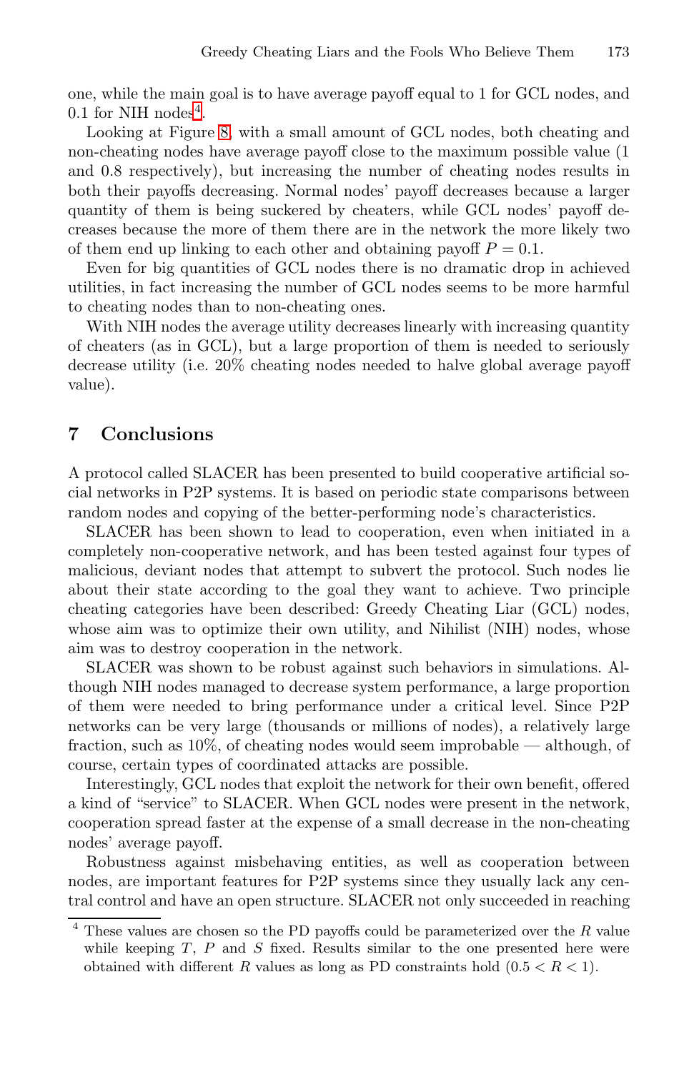one, while the main goal is to have average payoff equal to 1 for GCL nodes, and 0.1 for NIH nodes[4].

Looking at Figure 8, with a small amount of GCL nodes, both cheating and non-cheating nodes have average payoff close to the maximum possible value (1 and 0.8 respectively), but increasing the number of cheating nodes results in both their payoffs decreasing. Normal nodes' payoff decreases because a larger quantity of them is being suckered by cheaters, while GCL nodes' payoff decreases because the more of them there are in the network the more likely two of them end up linking to each other and obtaining payoff $P = 0.1$.

Even for big quantities of GCL nodes there is no dramatic drop in achieved utilities, in fact increasing the number of GCL nodes seems to be more harmful to cheating nodes than to non-cheating ones.

With NIH nodes the average utility decreases linearly with increasing quantity of cheaters (as in GCL), but a large proportion of them is needed to seriously decrease utility (i.e. 20% cheating nodes needed to halve global average payoff value).

## 7 Conclusions

A protocol called SLACER has been presented to build cooperative artificial social networks in P2P systems. It is based on periodic state comparisons between random nodes and copying of the better-performing node's characteristics.

SLACER has been shown to lead to cooperation, even when initiated in a completely non-cooperative network, and has been tested against four types of malicious, deviant nodes that attempt to subvert the protocol. Such nodes lie about their state according to the goal they want to achieve. Two principle cheating categories have been described: Greedy Cheating Liar (GCL) nodes, whose aim was to optimize their own utility, and Nihilist (NIH) nodes, whose aim was to destroy cooperation in the network.

SLACER was shown to be robust against such behaviors in simulations. Although NIH nodes managed to decrease system performance, a large proportion of them were needed to bring performance under a critical level. Since P2P networks can be very large (thousands or millions of nodes), a relatively large fraction, such as 10%, of cheating nodes would seem improbable — although, of course, certain types of coordinated attacks are possible.

Interestingly, GCL nodes that exploit the network for their own benefit, offered a kind of "service" to SLACER. When GCL nodes were present in the network, cooperation spread faster at the expense of a small decrease in the non-cheating nodes' average payoff.

Robustness against misbehaving entities, as well as cooperation between nodes, are important features for P2P systems since they usually lack any central control and have an open structure. SLACER not only succeeded in reaching

[4] These values are chosen so the PD payoffs could be parameterized over the $R$ value while keeping $T$, $P$ and $S$ fixed. Results similar to the one presented here were obtained with different $R$ values as long as PD constraints hold ($0.5 < R < 1$).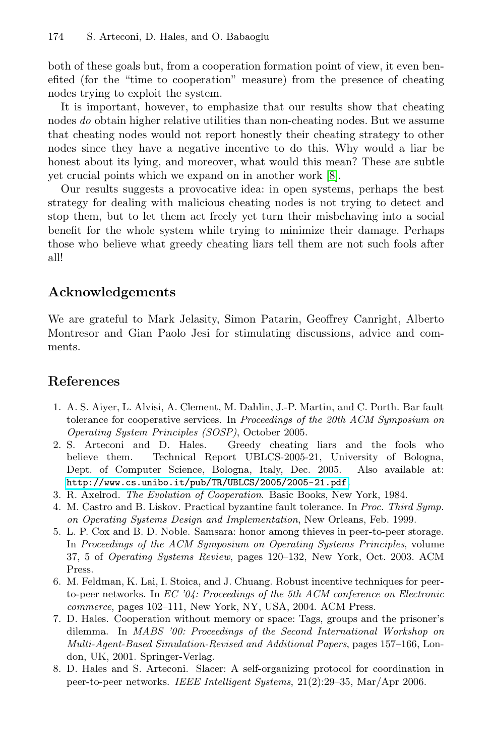both of these goals but, from a cooperation formation point of view, it even benefited (for the "time to cooperation" measure) from the presence of cheating nodes trying to exploit the system.

It is important, however, to emphasize that our results show that cheating nodes *do* obtain higher relative utilities than non-cheating nodes. But we assume that cheating nodes would not report honestly their cheating strategy to other nodes since they have a negative incentive to do this. Why would a liar be honest about its lying, and moreover, what would this mean? These are subtle yet crucial points which we expand on in another work [8].

Our results suggests a provocative idea: in open systems, perhaps the best strategy for dealing with malicious cheating nodes is not trying to detect and stop them, but to let them act freely yet turn their misbehaving into a social benefit for the whole system while trying to minimize their damage. Perhaps those who believe what greedy cheating liars tell them are not such fools after all!

## Acknowledgements

We are grateful to Mark Jelasity, Simon Patarin, Geoffrey Canright, Alberto Montresor and Gian Paolo Jesi for stimulating discussions, advice and comments.

## References

1. A. S. Aiyer, L. Alvisi, A. Clement, M. Dahlin, J.-P. Martin, and C. Porth. Bar fault tolerance for cooperative services. In *Proceedings of the 20th ACM Symposium on Operating System Principles (SOSP)*, October 2005.
2. S. Arteconi and D. Hales. Greedy cheating liars and the fools who believe them. Technical Report UBLCS-2005-21, University of Bologna, Dept. of Computer Science, Bologna, Italy, Dec. 2005. Also available at: `http://www.cs.unibo.it/pub/TR/UBLCS/2005/2005-21.pdf`
3. R. Axelrod. *The Evolution of Cooperation*. Basic Books, New York, 1984.
4. M. Castro and B. Liskov. Practical byzantine fault tolerance. In *Proc. Third Symp. on Operating Systems Design and Implementation*, New Orleans, Feb. 1999.
5. L. P. Cox and B. D. Noble. Samsara: honor among thieves in peer-to-peer storage. In *Proceedings of the ACM Symposium on Operating Systems Principles*, volume 37, 5 of *Operating Systems Review*, pages 120–132, New York, Oct. 2003. ACM Press.
6. M. Feldman, K. Lai, I. Stoica, and J. Chuang. Robust incentive techniques for peer-to-peer networks. In *EC '04: Proceedings of the 5th ACM conference on Electronic commerce*, pages 102–111, New York, NY, USA, 2004. ACM Press.
7. D. Hales. Cooperation without memory or space: Tags, groups and the prisoner's dilemma. In *MABS '00: Proceedings of the Second International Workshop on Multi-Agent-Based Simulation-Revised and Additional Papers*, pages 157–166, London, UK, 2001. Springer-Verlag.
8. D. Hales and S. Arteconi. Slacer: A self-organizing protocol for coordination in peer-to-peer networks. *IEEE Intelligent Systems*, 21(2):29–35, Mar/Apr 2006.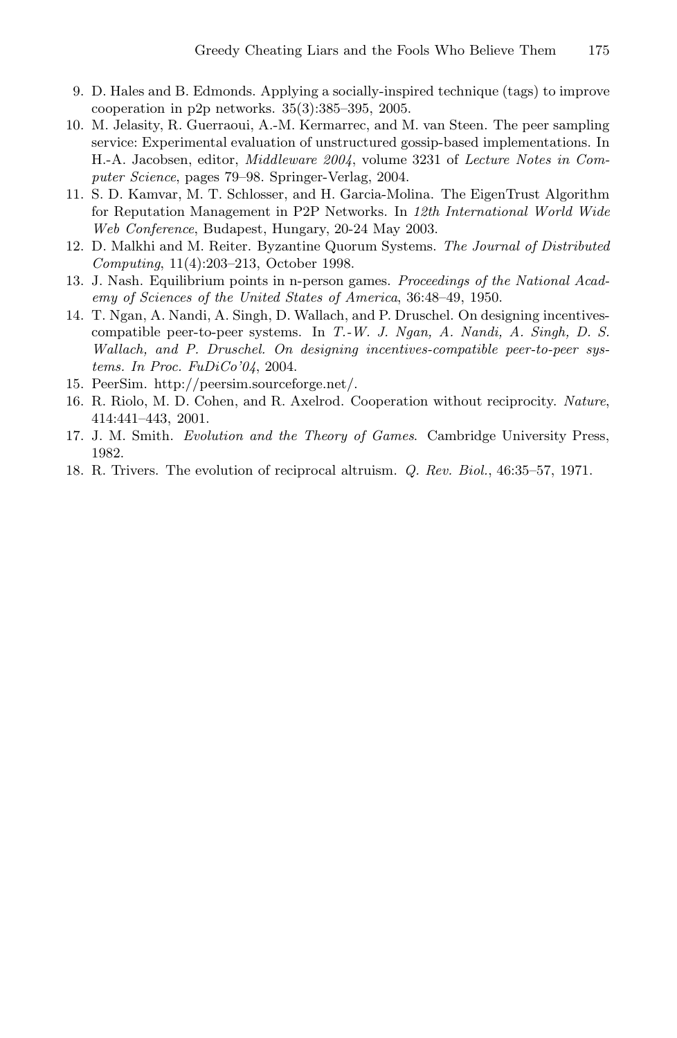9. D. Hales and B. Edmonds. Applying a socially-inspired technique (tags) to improve cooperation in p2p networks. 35(3):385–395, 2005.
10. M. Jelasity, R. Guerraoui, A.-M. Kermarrec, and M. van Steen. The peer sampling service: Experimental evaluation of unstructured gossip-based implementations. In H.-A. Jacobsen, editor, *Middleware 2004*, volume 3231 of *Lecture Notes in Computer Science*, pages 79–98. Springer-Verlag, 2004.
11. S. D. Kamvar, M. T. Schlosser, and H. Garcia-Molina. The EigenTrust Algorithm for Reputation Management in P2P Networks. In *12th International World Wide Web Conference*, Budapest, Hungary, 20-24 May 2003.
12. D. Malkhi and M. Reiter. Byzantine Quorum Systems. *The Journal of Distributed Computing*, 11(4):203–213, October 1998.
13. J. Nash. Equilibrium points in n-person games. *Proceedings of the National Academy of Sciences of the United States of America*, 36:48–49, 1950.
14. T. Ngan, A. Nandi, A. Singh, D. Wallach, and P. Druschel. On designing incentives-compatible peer-to-peer systems. In *T.-W. J. Ngan, A. Nandi, A. Singh, D. S. Wallach, and P. Druschel. On designing incentives-compatible peer-to-peer systems. In Proc. FuDiCo'04*, 2004.
15. PeerSim. http://peersim.sourceforge.net/.
16. R. Riolo, M. D. Cohen, and R. Axelrod. Cooperation without reciprocity. *Nature*, 414:441–443, 2001.
17. J. M. Smith. *Evolution and the Theory of Games*. Cambridge University Press, 1982.
18. R. Trivers. The evolution of reciprocal altruism. *Q. Rev. Biol.*, 46:35–57, 1971.